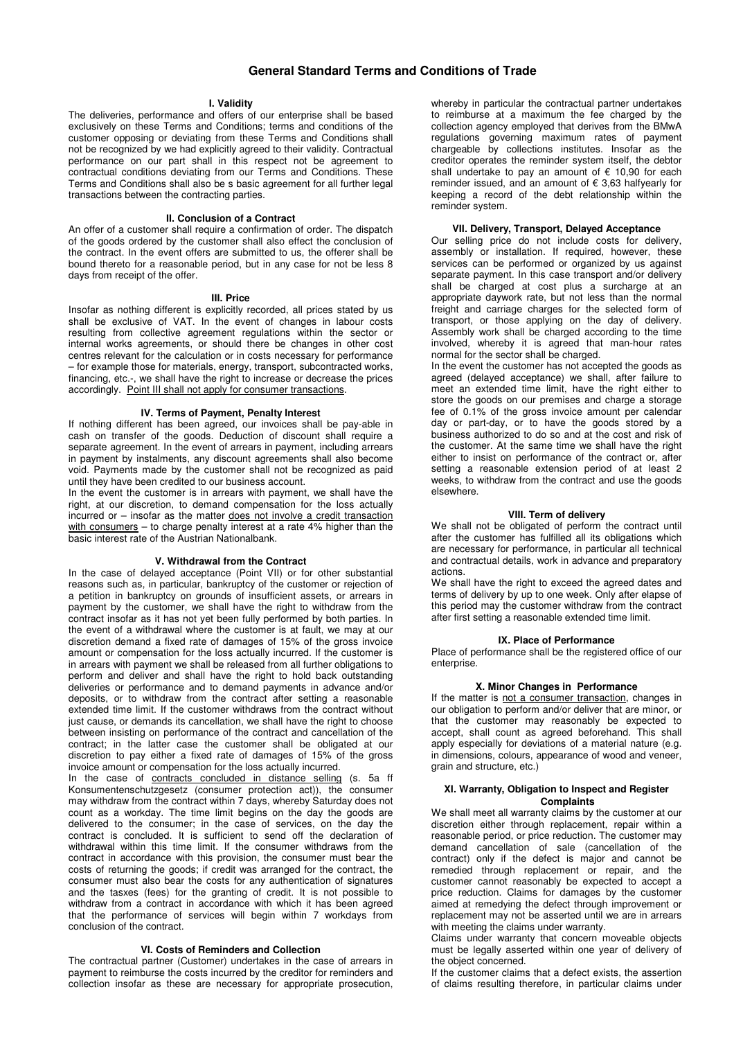# General Standard Terms and Conditions of Trade

## I. Validity

The deliveries, performance and offers of our enterprise shall be based exclusively on these Terms and Conditions; terms and conditions of the customer opposing or deviating from these Terms and Conditions shall not be recognized by we had explicitly agreed to their validity. Contractual performance on our part shall in this respect not be agreement to contractual conditions deviating from our Terms and Conditions. These Terms and Conditions shall also be s basic agreement for all further legal transactions between the contracting parties.

## II. Conclusion of a Contract

An offer of a customer shall require a confirmation of order. The dispatch of the goods ordered by the customer shall also effect the conclusion of the contract. In the event offers are submitted to us, the offerer shall be bound thereto for a reasonable period, but in any case for not be less 8 days from receipt of the offer.

## III. Price

Insofar as nothing different is explicitly recorded, all prices stated by us shall be exclusive of VAT. In the event of changes in labour costs resulting from collective agreement regulations within the sector or internal works agreements, or should there be changes in other cost centres relevant for the calculation or in costs necessary for performance – for example those for materials, energy, transport, subcontracted works, financing, etc.-, we shall have the right to increase or decrease the prices accordingly. Point III shall not apply for consumer transactions.

## IV. Terms of Payment, Penalty Interest

If nothing different has been agreed, our invoices shall be pay-able in cash on transfer of the goods. Deduction of discount shall require a separate agreement. In the event of arrears in payment, including arrears in payment by instalments, any discount agreements shall also become void. Payments made by the customer shall not be recognized as paid until they have been credited to our business account.

In the event the customer is in arrears with payment, we shall have the right, at our discretion, to demand compensation for the loss actually incurred or – insofar as the matter does not involve a credit transaction with consumers – to charge penalty interest at a rate 4% higher than the basic interest rate of the Austrian Nationalbank.

## V. Withdrawal from the Contract

In the case of delayed acceptance (Point VII) or for other substantial reasons such as, in particular, bankruptcy of the customer or rejection of a petition in bankruptcy on grounds of insufficient assets, or arrears in payment by the customer, we shall have the right to withdraw from the contract insofar as it has not yet been fully performed by both parties. In the event of a withdrawal where the customer is at fault, we may at our discretion demand a fixed rate of damages of 15% of the gross invoice amount or compensation for the loss actually incurred. If the customer is in arrears with payment we shall be released from all further obligations to perform and deliver and shall have the right to hold back outstanding deliveries or performance and to demand payments in advance and/or deposits, or to withdraw from the contract after setting a reasonable extended time limit. If the customer withdraws from the contract without just cause, or demands its cancellation, we shall have the right to choose between insisting on performance of the contract and cancellation of the contract; in the latter case the customer shall be obligated at our discretion to pay either a fixed rate of damages of 15% of the gross invoice amount or compensation for the loss actually incurred.

In the case of contracts concluded in distance selling (s. 5a ff Konsumentenschutzgesetz (consumer protection act)), the consumer may withdraw from the contract within 7 days, whereby Saturday does not count as a workday. The time limit begins on the day the goods are delivered to the consumer; in the case of services, on the day the contract is concluded. It is sufficient to send off the declaration of withdrawal within this time limit. If the consumer withdraws from the contract in accordance with this provision, the consumer must bear the costs of returning the goods; if credit was arranged for the contract, the consumer must also bear the costs for any authentication of signatures and the tasxes (fees) for the granting of credit. It is not possible to withdraw from a contract in accordance with which it has been agreed that the performance of services will begin within 7 workdays from conclusion of the contract.

## VI. Costs of Reminders and Collection

The contractual partner (Customer) undertakes in the case of arrears in payment to reimburse the costs incurred by the creditor for reminders and collection insofar as these are necessary for appropriate prosecution, whereby in particular the contractual partner undertakes to reimburse at a maximum the fee charged by the collection agency employed that derives from the BMwA regulations governing maximum rates of payment chargeable by collections institutes. Insofar as the creditor operates the reminder system itself, the debtor shall undertake to pay an amount of € 10,90 for each reminder issued, and an amount of € 3,63 halfyearly for keeping a record of the debt relationship within the reminder system.

## VII. Delivery, Transport, Delayed Acceptance

Our selling price do not include costs for delivery, assembly or installation. If required, however, these services can be performed or organized by us against separate payment. In this case transport and/or delivery shall be charged at cost plus a surcharge at an appropriate daywork rate, but not less than the normal freight and carriage charges for the selected form of transport, or those applying on the day of delivery. Assembly work shall be charged according to the time involved, whereby it is agreed that man-hour rates normal for the sector shall be charged.

In the event the customer has not accepted the goods as agreed (delayed acceptance) we shall, after failure to meet an extended time limit, have the right either to store the goods on our premises and charge a storage fee of 0.1% of the gross invoice amount per calendar day or part-day, or to have the goods stored by a business authorized to do so and at the cost and risk of the customer. At the same time we shall have the right either to insist on performance of the contract or, after setting a reasonable extension period of at least 2 weeks, to withdraw from the contract and use the goods elsewhere.

## VIII. Term of delivery

We shall not be obligated of perform the contract until after the customer has fulfilled all its obligations which are necessary for performance, in particular all technical and contractual details, work in advance and preparatory actions.

We shall have the right to exceed the agreed dates and terms of delivery by up to one week. Only after elapse of this period may the customer withdraw from the contract after first setting a reasonable extended time limit.

## IX. Place of Performance

Place of performance shall be the registered office of our enterprise.

## X. Minor Changes in Performance

If the matter is not a consumer transaction, changes in our obligation to perform and/or deliver that are minor, or that the customer may reasonably be expected to accept, shall count as agreed beforehand. This shall apply especially for deviations of a material nature (e.g. in dimensions, colours, appearance of wood and veneer, grain and structure, etc.)

## XI. Warranty, Obligation to Inspect and Register Complaints

We shall meet all warranty claims by the customer at our discretion either through replacement, repair within a reasonable period, or price reduction. The customer may demand cancellation of sale (cancellation of the contract) only if the defect is major and cannot be remedied through replacement or repair, and the customer cannot reasonably be expected to accept a price reduction. Claims for damages by the customer aimed at remedying the defect through improvement or replacement may not be asserted until we are in arrears with meeting the claims under warranty.

Claims under warranty that concern moveable objects must be legally asserted within one year of delivery of the object concerned.

If the customer claims that a defect exists, the assertion of claims resulting therefore, in particular claims under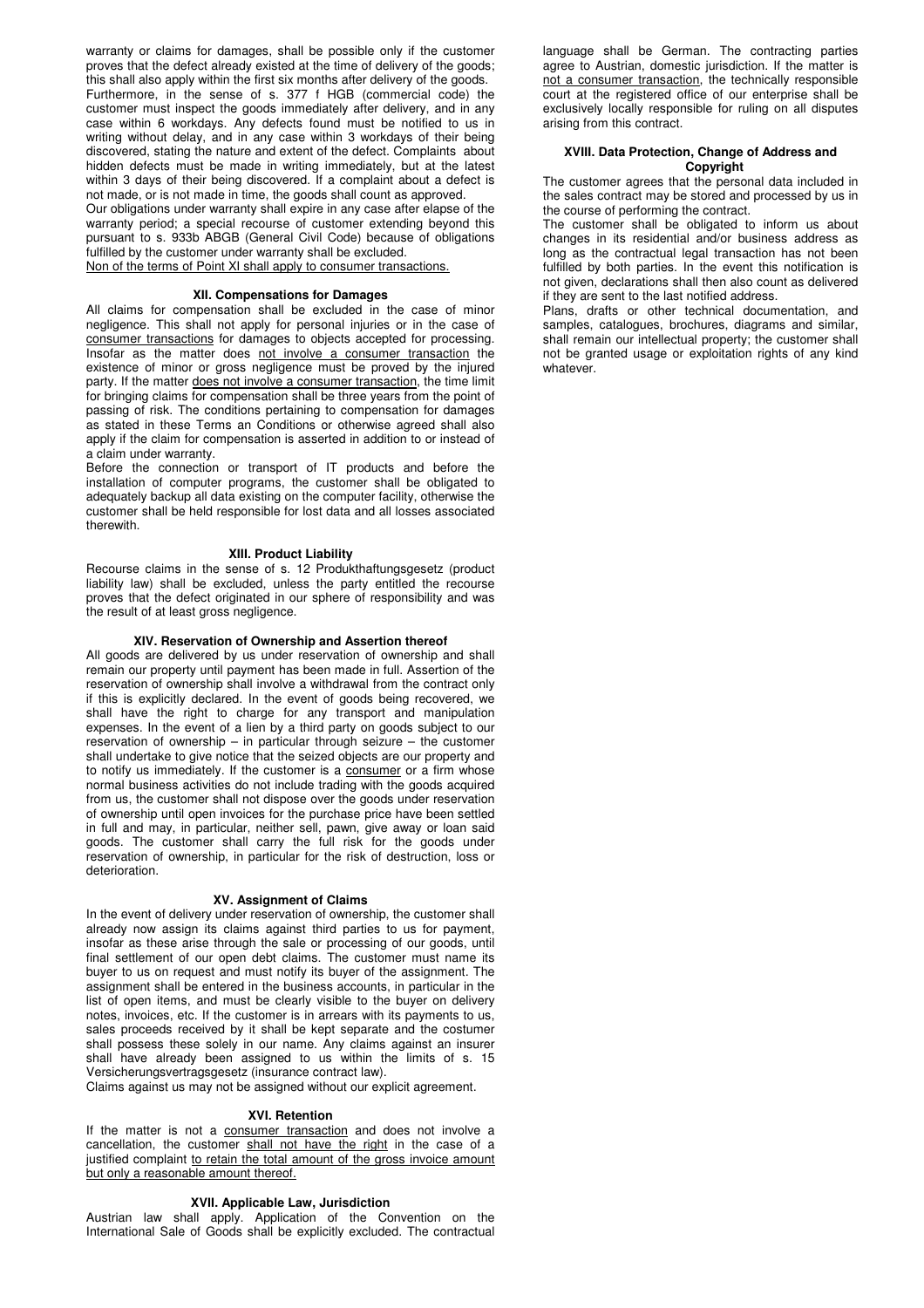warranty or claims for damages, shall be possible only if the customer proves that the defect already existed at the time of delivery of the goods; this shall also apply within the first six months after delivery of the goods. Furthermore, in the sense of s. 377 f HGB (commercial code) the customer must inspect the goods immediately after delivery, and in any case within 6 workdays. Any defects found must be notified to us in writing without delay, and in any case within 3 workdays of their being discovered, stating the nature and extent of the defect. Complaints about hidden defects must be made in writing immediately, but at the latest within 3 days of their being discovered. If a complaint about a defect is not made, or is not made in time, the goods shall count as approved.

Our obligations under warranty shall expire in any case after elapse of the warranty period; a special recourse of customer extending beyond this pursuant to s. 933b ABGB (General Civil Code) because of obligations fulfilled by the customer under warranty shall be excluded.

<u>Non of the terms of Point XI shall apply to consumer transactions.</u>

### XII. Compensations for Damages

All claims for compensation shall be excluded in the case of minor negligence. This shall not apply for personal injuries or in the case of <u>consumer transactions</u> for damages to objects accepted for processing. Insofar as the matter does <u>not involve a consumer transaction</u> the existence of minor or gross negligence must be proved by the injured party. If the matter <u>does not involve a consumer transaction</u>, the time limit for bringing claims for compensation shall be three years from the point of passing of risk. The conditions pertaining to compensation for damages as stated in these Terms an Conditions or otherwise agreed shall also apply if the claim for compensation is asserted in addition to or instead of a claim under warranty.

Before the connection or transport of IT products and before the installation of computer programs, the customer shall be obligated to adequately backup all data existing on the computer facility, otherwise the customer shall be held responsible for lost data and all losses associated therewith.

### XIII. Product Liability

Recourse claims in the sense of s. 12 Produkthaftungsgesetz (product liability law) shall be excluded, unless the party entitled the recourse proves that the defect originated in our sphere of responsibility and was the result of at least gross negligence.

### XIV. Reservation of Ownership and Assertion thereof

All goods are delivered by us under reservation of ownership and shall remain our property until payment has been made in full. Assertion of the reservation of ownership shall involve a withdrawal from the contract only if this is explicitly declared. In the event of goods being recovered, we shall have the right to charge for any transport and manipulation expenses. In the event of a lien by a third party on goods subject to our reservation of ownership – in particular through seizure – the customer shall undertake to give notice that the seized objects are our property and to notify us immediately. If the customer is a <u>consumer</u> or a firm whose normal business activities do not include trading with the goods acquired from us, the customer shall not dispose over the goods under reservation of ownership until open invoices for the purchase price have been settled in full and may, in particular, neither sell, pawn, give away or loan said goods. The customer shall carry the full risk for the goods under reservation of ownership, in particular for the risk of destruction, loss or deterioration.

### XV. Assignment of Claims

In the event of delivery under reservation of ownership, the customer shall already now assign its claims against third parties to us for payment, insofar as these arise through the sale or processing of our goods, until final settlement of our open debt claims. The customer must name its buyer to us on request and must notify its buyer of the assignment. The assignment shall be entered in the business accounts, in particular in the list of open items, and must be clearly visible to the buyer on delivery notes, invoices, etc. If the customer is in arrears with its payments to us, sales proceeds received by it shall be kept separate and the costumer shall possess these solely in our name. Any claims against an insurer shall have already been assigned to us within the limits of s. 15 Versicherungsvertragsgesetz (insurance contract law).

Claims against us may not be assigned without our explicit agreement.

### XVI. Retention

If the matter is not a <u>consumer transaction</u> and does not involve a cancellation, the customer <u>shall not have the right</u> in the case of a justified complaint <u>to retain the total amount of the gross invoice amount but only a reasonable amount thereof.</u>

### XVII. Applicable Law, Jurisdiction

Austrian law shall apply. Application of the Convention on the International Sale of Goods shall be explicitly excluded. The contractual language shall be German. The contracting parties agree to Austrian, domestic jurisdiction. If the matter is <u>not a consumer transaction</u>, the technically responsible court at the registered office of our enterprise shall be exclusively locally responsible for ruling on all disputes arising from this contract.

### XVIII. Data Protection, Change of Address and Copyright

The customer agrees that the personal data included in the sales contract may be stored and processed by us in the course of performing the contract.

The customer shall be obligated to inform us about changes in its residential and/or business address as long as the contractual legal transaction has not been fulfilled by both parties. In the event this notification is not given, declarations shall then also count as delivered if they are sent to the last notified address.

Plans, drafts or other technical documentation, and samples, catalogues, brochures, diagrams and similar, shall remain our intellectual property; the customer shall not be granted usage or exploitation rights of any kind whatever.